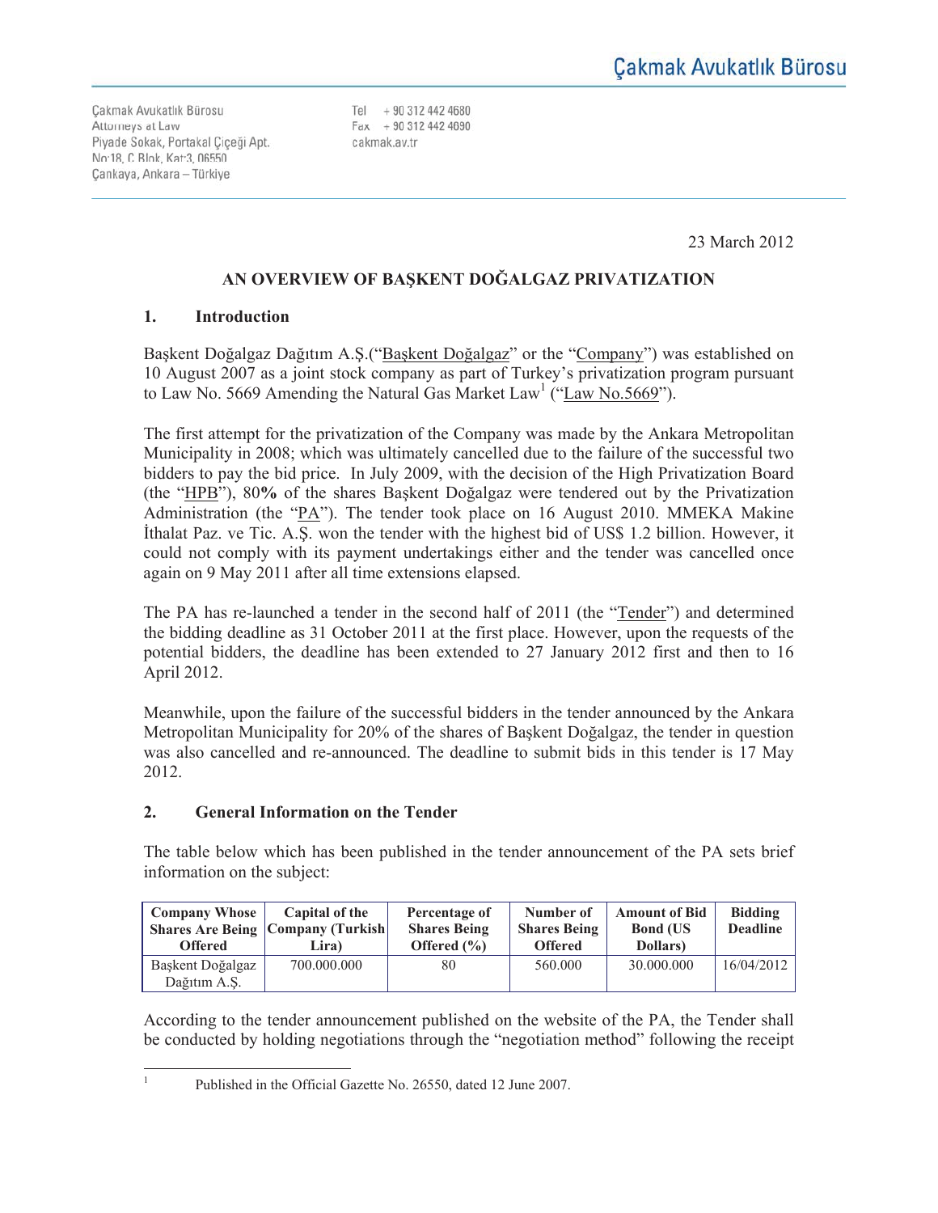Çakmak Avukatlık Bürosu

Çakmak Avukatlık Bürosu
Attorneys at Law
Piyade Sokak, Portakal Çiçeği Apt.
No:18, C Blok, Kat:3, 06550
Çankaya, Ankara – Türkiye

Tel + 90 312 442 4680
Fax + 90 312 442 4690
cakmak.av.tr

23 March 2012

# AN OVERVIEW OF BAŞKENT DOĞALGAZ PRIVATIZATION

## 1. Introduction

Başkent Doğalgaz Dağıtım A.Ş.("Başkent Doğalgaz" or the "Company") was established on 10 August 2007 as a joint stock company as part of Turkey's privatization program pursuant to Law No. 5669 Amending the Natural Gas Market Law[1] ("Law No.5669").

The first attempt for the privatization of the Company was made by the Ankara Metropolitan Municipality in 2008; which was ultimately cancelled due to the failure of the successful two bidders to pay the bid price. In July 2009, with the decision of the High Privatization Board (the "HPB"), 80**%** of the shares Başkent Doğalgaz were tendered out by the Privatization Administration (the "PA"). The tender took place on 16 August 2010. MMEKA Makine İthalat Paz. ve Tic. A.Ş. won the tender with the highest bid of US$ 1.2 billion. However, it could not comply with its payment undertakings either and the tender was cancelled once again on 9 May 2011 after all time extensions elapsed.

The PA has re-launched a tender in the second half of 2011 (the "Tender") and determined the bidding deadline as 31 October 2011 at the first place. However, upon the requests of the potential bidders, the deadline has been extended to 27 January 2012 first and then to 16 April 2012.

Meanwhile, upon the failure of the successful bidders in the tender announced by the Ankara Metropolitan Municipality for 20% of the shares of Başkent Doğalgaz, the tender in question was also cancelled and re-announced. The deadline to submit bids in this tender is 17 May 2012.

## 2. General Information on the Tender

The table below which has been published in the tender announcement of the PA sets brief information on the subject:

| Company Whose Shares Are Being Offered | Capital of the Company (Turkish Lira) | Percentage of Shares Being Offered (%) | Number of Shares Being Offered | Amount of Bid Bond (US Dollars) | Bidding Deadline |
|---|---|---|---|---|---|
| Başkent Doğalgaz Dağıtım A.Ş. | 700.000.000 | 80 | 560.000 | 30.000.000 | 16/04/2012 |

According to the tender announcement published on the website of the PA, the Tender shall be conducted by holding negotiations through the "negotiation method" following the receipt

[1] Published in the Official Gazette No. 26550, dated 12 June 2007.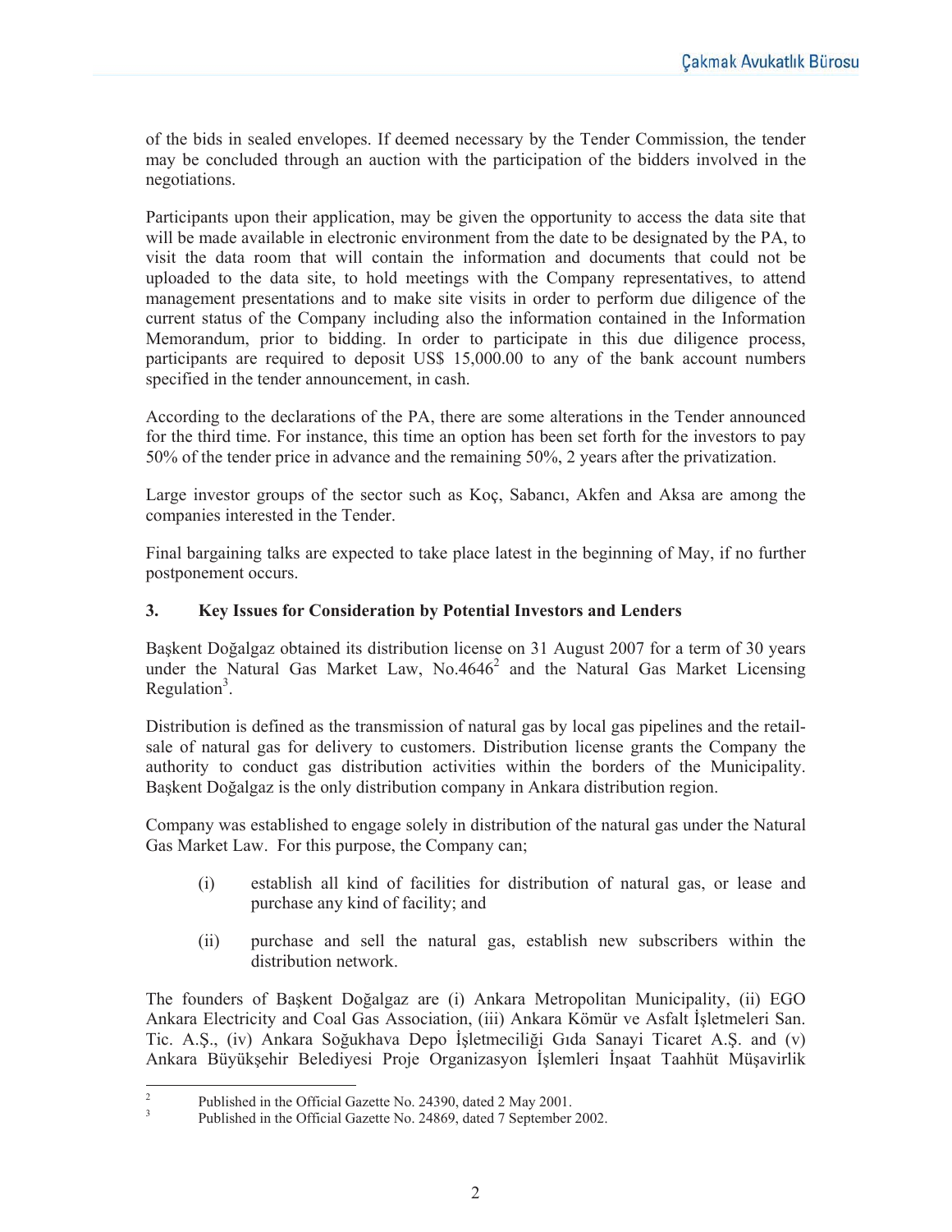of the bids in sealed envelopes. If deemed necessary by the Tender Commission, the tender may be concluded through an auction with the participation of the bidders involved in the negotiations.

Participants upon their application, may be given the opportunity to access the data site that will be made available in electronic environment from the date to be designated by the PA, to visit the data room that will contain the information and documents that could not be uploaded to the data site, to hold meetings with the Company representatives, to attend management presentations and to make site visits in order to perform due diligence of the current status of the Company including also the information contained in the Information Memorandum, prior to bidding. In order to participate in this due diligence process, participants are required to deposit US$ 15,000.00 to any of the bank account numbers specified in the tender announcement, in cash.

According to the declarations of the PA, there are some alterations in the Tender announced for the third time. For instance, this time an option has been set forth for the investors to pay 50% of the tender price in advance and the remaining 50%, 2 years after the privatization.

Large investor groups of the sector such as Koç, Sabancı, Akfen and Aksa are among the companies interested in the Tender.

Final bargaining talks are expected to take place latest in the beginning of May, if no further postponement occurs.

### 3. Key Issues for Consideration by Potential Investors and Lenders

Başkent Doğalgaz obtained its distribution license on 31 August 2007 for a term of 30 years under the Natural Gas Market Law, No.4646[2] and the Natural Gas Market Licensing Regulation[3].

Distribution is defined as the transmission of natural gas by local gas pipelines and the retail-sale of natural gas for delivery to customers. Distribution license grants the Company the authority to conduct gas distribution activities within the borders of the Municipality. Başkent Doğalgaz is the only distribution company in Ankara distribution region.

Company was established to engage solely in distribution of the natural gas under the Natural Gas Market Law. For this purpose, the Company can;

(i) establish all kind of facilities for distribution of natural gas, or lease and purchase any kind of facility; and

(ii) purchase and sell the natural gas, establish new subscribers within the distribution network.

The founders of Başkent Doğalgaz are (i) Ankara Metropolitan Municipality, (ii) EGO Ankara Electricity and Coal Gas Association, (iii) Ankara Kömür ve Asfalt İşletmeleri San. Tic. A.Ş., (iv) Ankara Soğukhava Depo İşletmeciliği Gıda Sanayi Ticaret A.Ş. and (v) Ankara Büyükşehir Belediyesi Proje Organizasyon İşlemleri İnşaat Taahhüt Müşavirlik

[2] Published in the Official Gazette No. 24390, dated 2 May 2001.

[3] Published in the Official Gazette No. 24869, dated 7 September 2002.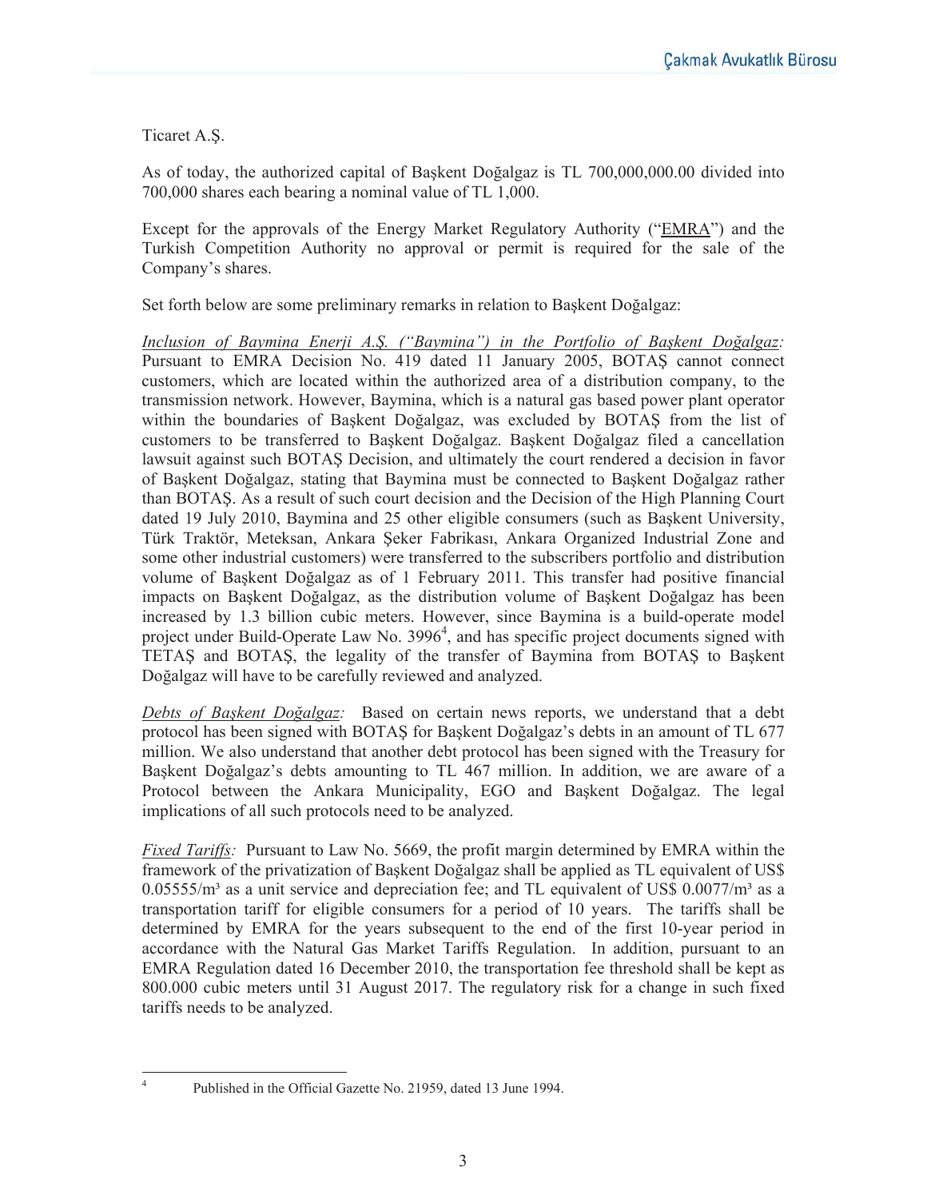Ticaret A.Ş.

As of today, the authorized capital of Başkent Doğalgaz is TL 700,000,000.00 divided into 700,000 shares each bearing a nominal value of TL 1,000.

Except for the approvals of the Energy Market Regulatory Authority ("EMRA") and the Turkish Competition Authority no approval or permit is required for the sale of the Company's shares.

Set forth below are some preliminary remarks in relation to Başkent Doğalgaz:

*Inclusion of Baymina Enerji A.Ş. ("Baymina") in the Portfolio of Başkent Doğalgaz:* Pursuant to EMRA Decision No. 419 dated 11 January 2005, BOTAŞ cannot connect customers, which are located within the authorized area of a distribution company, to the transmission network. However, Baymina, which is a natural gas based power plant operator within the boundaries of Başkent Doğalgaz, was excluded by BOTAŞ from the list of customers to be transferred to Başkent Doğalgaz. Başkent Doğalgaz filed a cancellation lawsuit against such BOTAŞ Decision, and ultimately the court rendered a decision in favor of Başkent Doğalgaz, stating that Baymina must be connected to Başkent Doğalgaz rather than BOTAŞ. As a result of such court decision and the Decision of the High Planning Court dated 19 July 2010, Baymina and 25 other eligible consumers (such as Başkent University, Türk Traktör, Meteksan, Ankara Şeker Fabrikası, Ankara Organized Industrial Zone and some other industrial customers) were transferred to the subscribers portfolio and distribution volume of Başkent Doğalgaz as of 1 February 2011. This transfer had positive financial impacts on Başkent Doğalgaz, as the distribution volume of Başkent Doğalgaz has been increased by 1.3 billion cubic meters. However, since Baymina is a build-operate model project under Build-Operate Law No. 3996[4], and has specific project documents signed with TETAŞ and BOTAŞ, the legality of the transfer of Baymina from BOTAŞ to Başkent Doğalgaz will have to be carefully reviewed and analyzed.

*Debts of Başkent Doğalgaz:* Based on certain news reports, we understand that a debt protocol has been signed with BOTAŞ for Başkent Doğalgaz's debts in an amount of TL 677 million. We also understand that another debt protocol has been signed with the Treasury for Başkent Doğalgaz's debts amounting to TL 467 million. In addition, we are aware of a Protocol between the Ankara Municipality, EGO and Başkent Doğalgaz. The legal implications of all such protocols need to be analyzed.

*Fixed Tariffs:* Pursuant to Law No. 5669, the profit margin determined by EMRA within the framework of the privatization of Başkent Doğalgaz shall be applied as TL equivalent of US\$ 0.05555/$m^3$ as a unit service and depreciation fee; and TL equivalent of US\$ 0.0077/$m^3$ as a transportation tariff for eligible consumers for a period of 10 years. The tariffs shall be determined by EMRA for the years subsequent to the end of the first 10-year period in accordance with the Natural Gas Market Tariffs Regulation. In addition, pursuant to an EMRA Regulation dated 16 December 2010, the transportation fee threshold shall be kept as 800.000 cubic meters until 31 August 2017. The regulatory risk for a change in such fixed tariffs needs to be analyzed.

---

[4] Published in the Official Gazette No. 21959, dated 13 June 1994.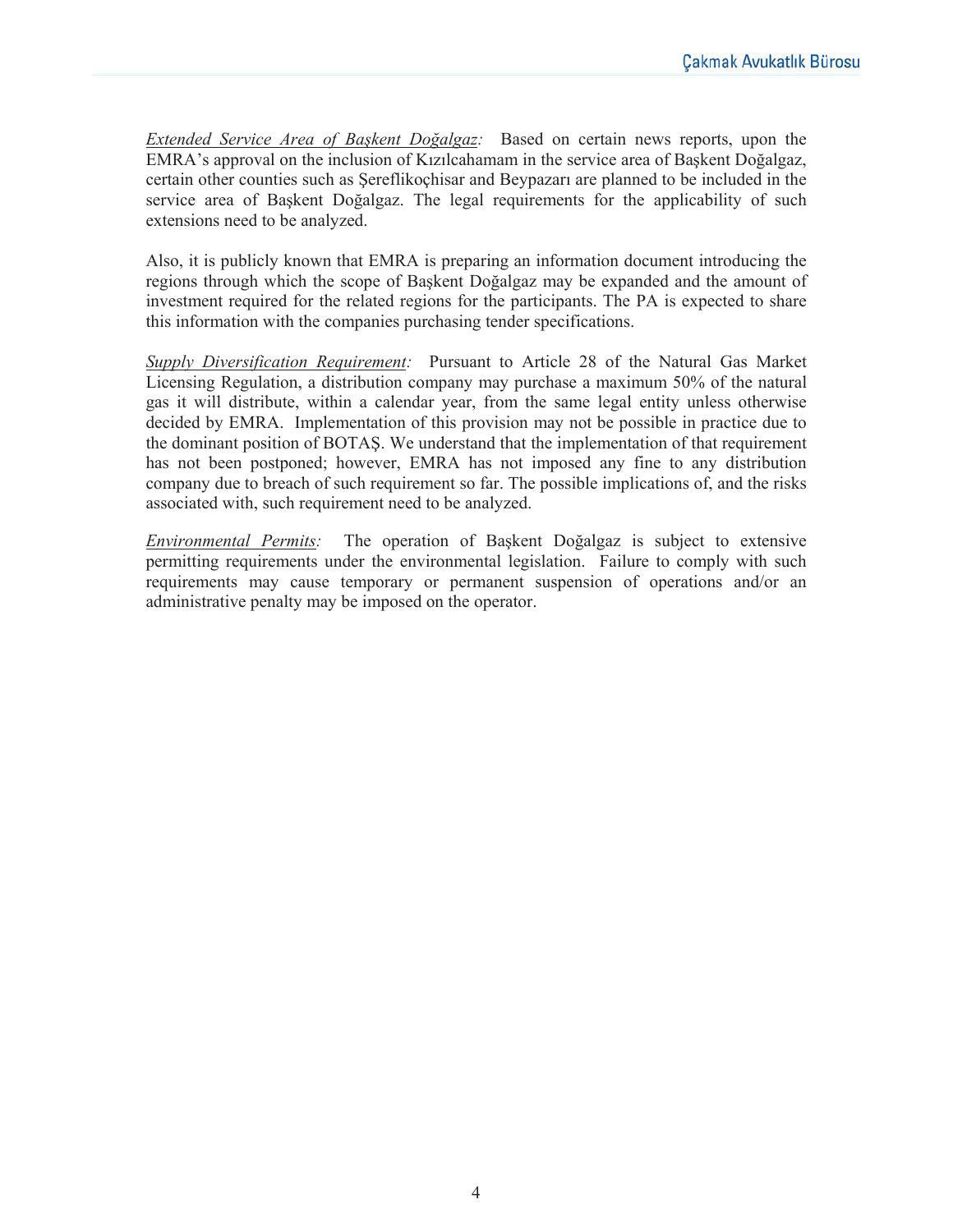*Extended Service Area of Başkent Doğalgaz:* Based on certain news reports, upon the EMRA's approval on the inclusion of Kızılcahamam in the service area of Başkent Doğalgaz, certain other counties such as Şereflikoçhisar and Beypazarı are planned to be included in the service area of Başkent Doğalgaz. The legal requirements for the applicability of such extensions need to be analyzed.

Also, it is publicly known that EMRA is preparing an information document introducing the regions through which the scope of Başkent Doğalgaz may be expanded and the amount of investment required for the related regions for the participants. The PA is expected to share this information with the companies purchasing tender specifications.

*Supply Diversification Requirement:* Pursuant to Article 28 of the Natural Gas Market Licensing Regulation, a distribution company may purchase a maximum 50% of the natural gas it will distribute, within a calendar year, from the same legal entity unless otherwise decided by EMRA. Implementation of this provision may not be possible in practice due to the dominant position of BOTAŞ. We understand that the implementation of that requirement has not been postponed; however, EMRA has not imposed any fine to any distribution company due to breach of such requirement so far. The possible implications of, and the risks associated with, such requirement need to be analyzed.

*Environmental Permits:* The operation of Başkent Doğalgaz is subject to extensive permitting requirements under the environmental legislation. Failure to comply with such requirements may cause temporary or permanent suspension of operations and/or an administrative penalty may be imposed on the operator.